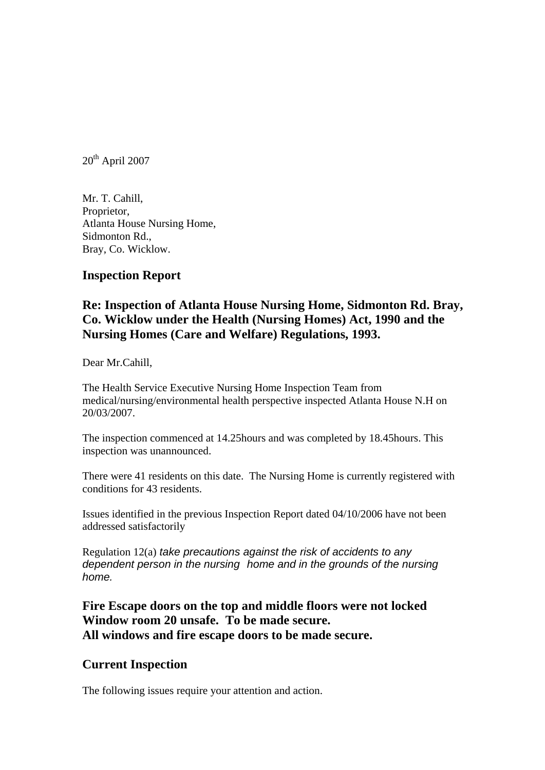20th April 2007

Mr. T. Cahill,  
Proprietor,  
Atlanta House Nursing Home,  
Sidmonton Rd.,  
Bray, Co. Wicklow.

## Inspection Report

## Re: Inspection of Atlanta House Nursing Home, Sidmonton Rd. Bray, Co. Wicklow under the Health (Nursing Homes) Act, 1990 and the Nursing Homes (Care and Welfare) Regulations, 1993.

Dear Mr.Cahill,

The Health Service Executive Nursing Home Inspection Team from medical/nursing/environmental health perspective inspected Atlanta House N.H on 20/03/2007.

The inspection commenced at 14.25hours and was completed by 18.45hours. This inspection was unannounced.

There were 41 residents on this date. The Nursing Home is currently registered with conditions for 43 residents.

Issues identified in the previous Inspection Report dated 04/10/2006 have not been addressed satisfactorily

Regulation 12(a) *take precautions against the risk of accidents to any dependent person in the nursing home and in the grounds of the nursing home.*

**Fire Escape doors on the top and middle floors were not locked**  
**Window room 20 unsafe. To be made secure.**  
**All windows and fire escape doors to be made secure.**

## Current Inspection

The following issues require your attention and action.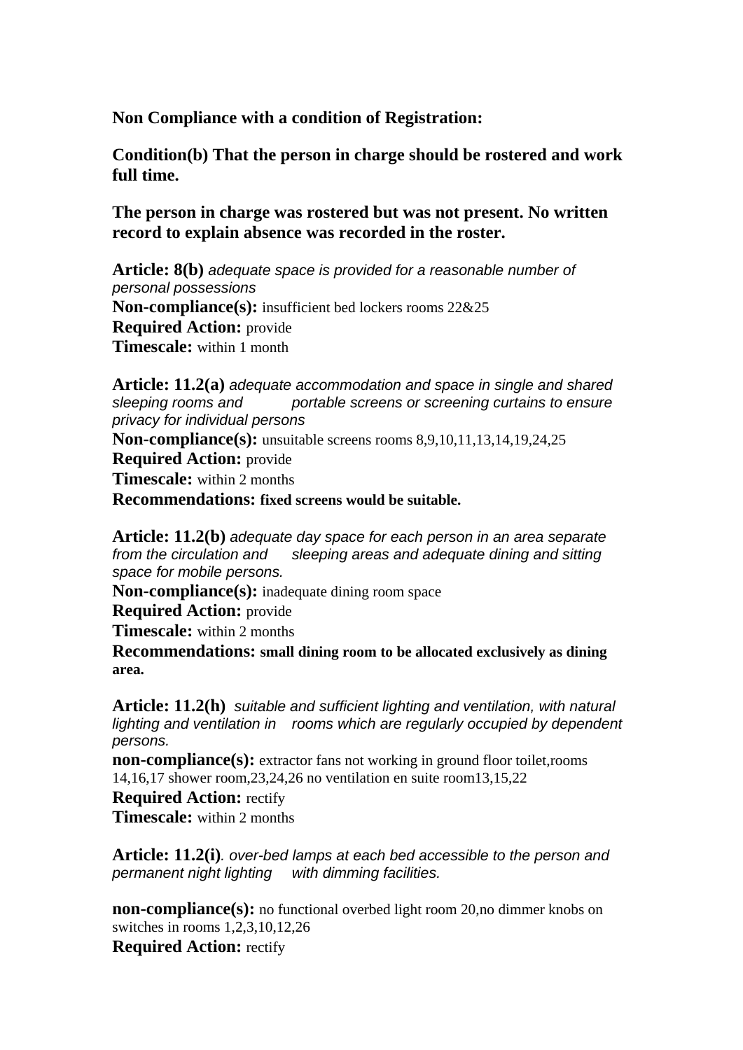**Non Compliance with a condition of Registration:**

**Condition(b) That the person in charge should be rostered and work full time.**

**The person in charge was rostered but was not present. No written record to explain absence was recorded in the roster.**

**Article: 8(b)** *adequate space is provided for a reasonable number of personal possessions*
**Non-compliance(s):** insufficient bed lockers rooms 22&25
**Required Action:** provide
**Timescale:** within 1 month

**Article: 11.2(a)** *adequate accommodation and space in single and shared sleeping rooms and portable screens or screening curtains to ensure privacy for individual persons*
**Non-compliance(s):** unsuitable screens rooms 8,9,10,11,13,14,19,24,25
**Required Action:** provide
**Timescale:** within 2 months
**Recommendations: fixed screens would be suitable.**

**Article: 11.2(b)** *adequate day space for each person in an area separate from the circulation and sleeping areas and adequate dining and sitting space for mobile persons.*
**Non-compliance(s):** inadequate dining room space
**Required Action:** provide
**Timescale:** within 2 months
**Recommendations: small dining room to be allocated exclusively as dining area.**

**Article: 11.2(h)** *suitable and sufficient lighting and ventilation, with natural lighting and ventilation in rooms which are regularly occupied by dependent persons.*
**non-compliance(s):** extractor fans not working in ground floor toilet,rooms 14,16,17 shower room,23,24,26 no ventilation en suite room13,15,22
**Required Action:** rectify
**Timescale:** within 2 months

**Article: 11.2(i)**. *over-bed lamps at each bed accessible to the person and permanent night lighting with dimming facilities.*

**non-compliance(s):** no functional overbed light room 20,no dimmer knobs on switches in rooms 1,2,3,10,12,26
**Required Action:** rectify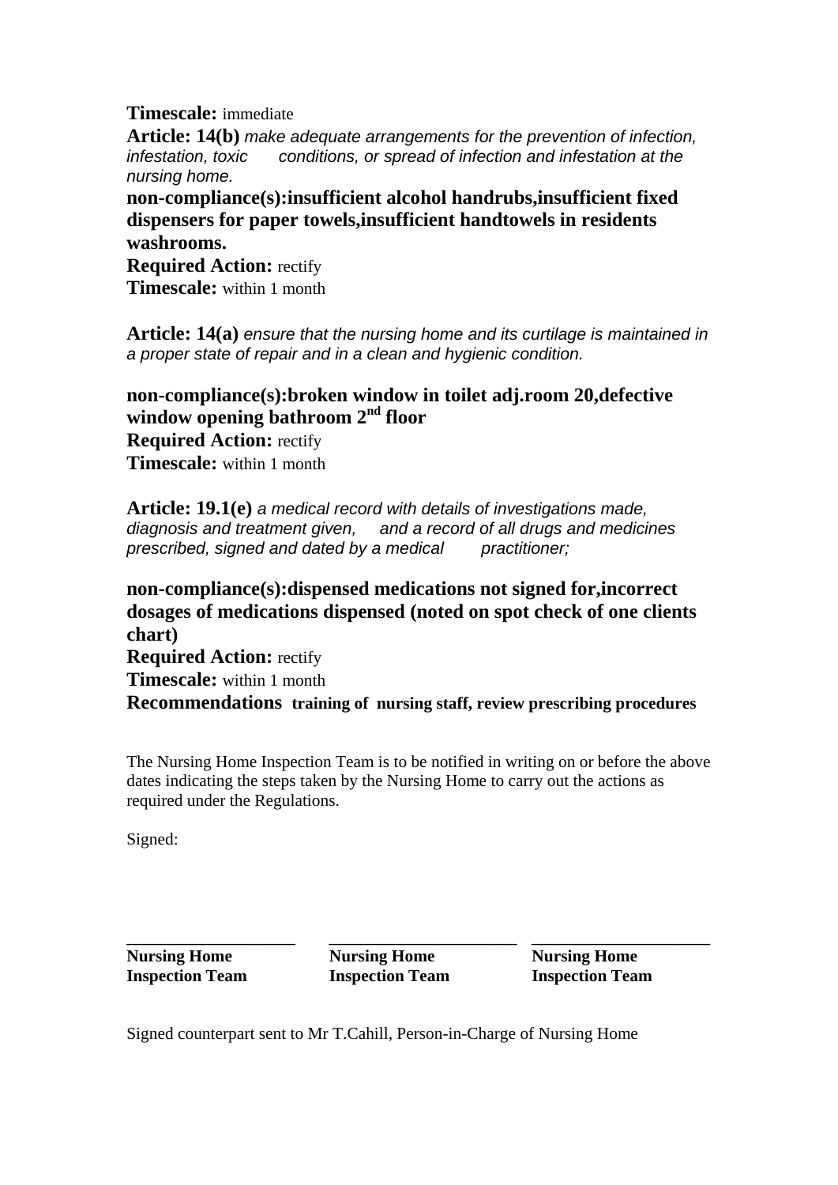**Timescale:** immediate

**Article: 14(b)** *make adequate arrangements for the prevention of infection, infestation, toxic conditions, or spread of infection and infestation at the nursing home.*

**non-compliance(s):insufficient alcohol handrubs,insufficient fixed dispensers for paper towels,insufficient handtowels in residents washrooms.**

**Required Action:** rectify

**Timescale:** within 1 month

**Article: 14(a)** *ensure that the nursing home and its curtilage is maintained in a proper state of repair and in a clean and hygienic condition.*

**non-compliance(s):broken window in toilet adj.room 20,defective window opening bathroom 2nd floor**

**Required Action:** rectify

**Timescale:** within 1 month

**Article: 19.1(e)** *a medical record with details of investigations made, diagnosis and treatment given, and a record of all drugs and medicines prescribed, signed and dated by a medical practitioner;*

**non-compliance(s):dispensed medications not signed for,incorrect dosages of medications dispensed (noted on spot check of one clients chart)**

**Required Action:** rectify

**Timescale:** within 1 month

**Recommendations training of nursing staff, review prescribing procedures**

The Nursing Home Inspection Team is to be notified in writing on or before the above dates indicating the steps taken by the Nursing Home to carry out the actions as required under the Regulations.

Signed:

| | | |
|---|---|---|
| ____________________ | ____________________ | ____________________ |
| **Nursing Home Inspection Team** | **Nursing Home Inspection Team** | **Nursing Home Inspection Team** |

Signed counterpart sent to Mr T.Cahill, Person-in-Charge of Nursing Home